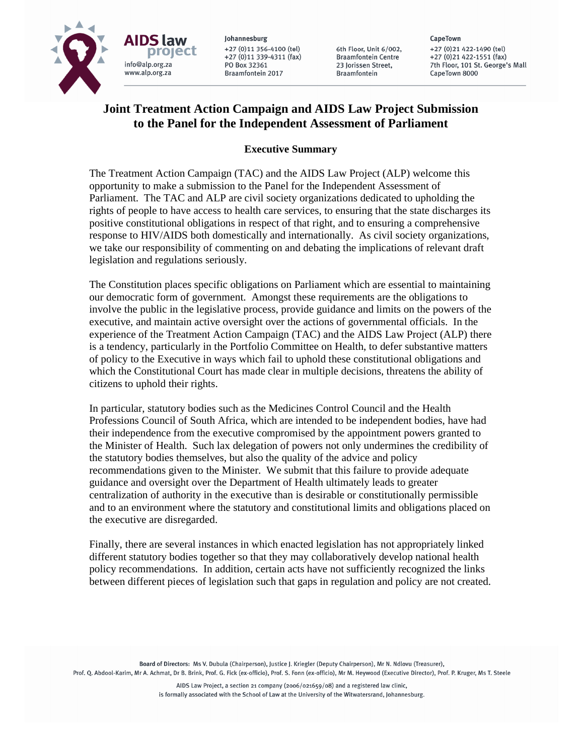AIDS law project
info@alp.org.za
www.alp.org.za

Johannesburg
+27 (0)11 356-4100 (tel)
+27 (0)11 339-4311 (fax)
PO Box 32361
Braamfontein 2017

6th Floor, Unit 6/002,
Braamfontein Centre
23 Jorissen Street,
Braamfontein

CapeTown
+27 (0)21 422-1490 (tel)
+27 (0)21 422-1551 (fax)
7th Floor, 101 St. George's Mall
CapeTown 8000

# Joint Treatment Action Campaign and AIDS Law Project Submission to the Panel for the Independent Assessment of Parliament

## Executive Summary

The Treatment Action Campaign (TAC) and the AIDS Law Project (ALP) welcome this opportunity to make a submission to the Panel for the Independent Assessment of Parliament. The TAC and ALP are civil society organizations dedicated to upholding the rights of people to have access to health care services, to ensuring that the state discharges its positive constitutional obligations in respect of that right, and to ensuring a comprehensive response to HIV/AIDS both domestically and internationally. As civil society organizations, we take our responsibility of commenting on and debating the implications of relevant draft legislation and regulations seriously.

The Constitution places specific obligations on Parliament which are essential to maintaining our democratic form of government. Amongst these requirements are the obligations to involve the public in the legislative process, provide guidance and limits on the powers of the executive, and maintain active oversight over the actions of governmental officials. In the experience of the Treatment Action Campaign (TAC) and the AIDS Law Project (ALP) there is a tendency, particularly in the Portfolio Committee on Health, to defer substantive matters of policy to the Executive in ways which fail to uphold these constitutional obligations and which the Constitutional Court has made clear in multiple decisions, threatens the ability of citizens to uphold their rights.

In particular, statutory bodies such as the Medicines Control Council and the Health Professions Council of South Africa, which are intended to be independent bodies, have had their independence from the executive compromised by the appointment powers granted to the Minister of Health. Such lax delegation of powers not only undermines the credibility of the statutory bodies themselves, but also the quality of the advice and policy recommendations given to the Minister. We submit that this failure to provide adequate guidance and oversight over the Department of Health ultimately leads to greater centralization of authority in the executive than is desirable or constitutionally permissible and to an environment where the statutory and constitutional limits and obligations placed on the executive are disregarded.

Finally, there are several instances in which enacted legislation has not appropriately linked different statutory bodies together so that they may collaboratively develop national health policy recommendations. In addition, certain acts have not sufficiently recognized the links between different pieces of legislation such that gaps in regulation and policy are not created.

Board of Directors: Ms V. Dubula (Chairperson), Justice J. Kriegler (Deputy Chairperson), Mr N. Ndlovu (Treasurer), Prof. Q. Abdool-Karim, Mr A. Achmat, Dr B. Brink, Prof. G. Fick (ex-officio), Prof. S. Fonn (ex-officio), Mr M. Heywood (Executive Director), Prof. P. Kruger, Ms T. Steele

AIDS Law Project, a section 21 company (2006/021659/08) and a registered law clinic, is formally associated with the School of Law at the University of the Witwatersrand, Johannesburg.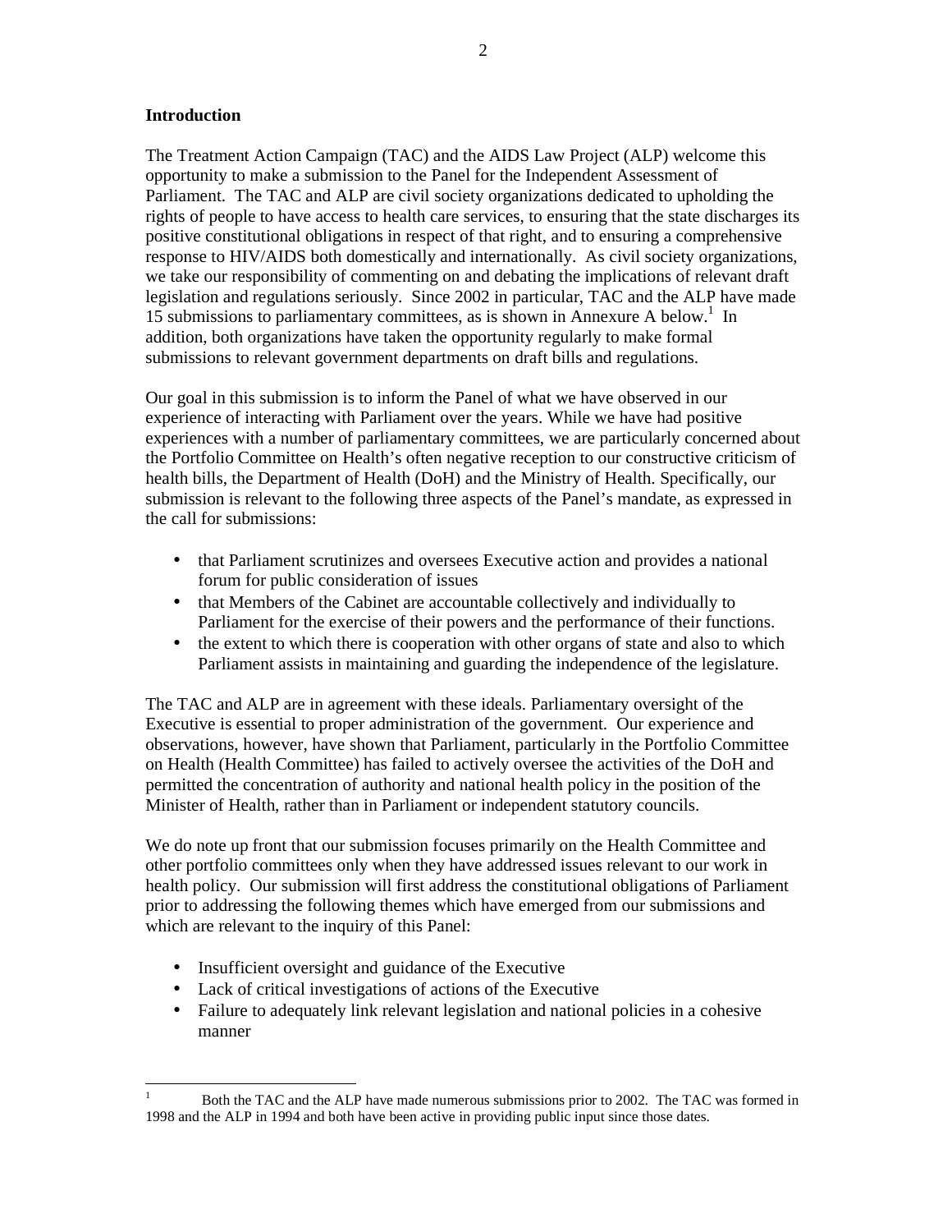## Introduction

The Treatment Action Campaign (TAC) and the AIDS Law Project (ALP) welcome this opportunity to make a submission to the Panel for the Independent Assessment of Parliament. The TAC and ALP are civil society organizations dedicated to upholding the rights of people to have access to health care services, to ensuring that the state discharges its positive constitutional obligations in respect of that right, and to ensuring a comprehensive response to HIV/AIDS both domestically and internationally. As civil society organizations, we take our responsibility of commenting on and debating the implications of relevant draft legislation and regulations seriously. Since 2002 in particular, TAC and the ALP have made 15 submissions to parliamentary committees, as is shown in Annexure A below.[1] In addition, both organizations have taken the opportunity regularly to make formal submissions to relevant government departments on draft bills and regulations.

Our goal in this submission is to inform the Panel of what we have observed in our experience of interacting with Parliament over the years. While we have had positive experiences with a number of parliamentary committees, we are particularly concerned about the Portfolio Committee on Health's often negative reception to our constructive criticism of health bills, the Department of Health (DoH) and the Ministry of Health. Specifically, our submission is relevant to the following three aspects of the Panel's mandate, as expressed in the call for submissions:

- that Parliament scrutinizes and oversees Executive action and provides a national forum for public consideration of issues
- that Members of the Cabinet are accountable collectively and individually to Parliament for the exercise of their powers and the performance of their functions.
- the extent to which there is cooperation with other organs of state and also to which Parliament assists in maintaining and guarding the independence of the legislature.

The TAC and ALP are in agreement with these ideals. Parliamentary oversight of the Executive is essential to proper administration of the government. Our experience and observations, however, have shown that Parliament, particularly in the Portfolio Committee on Health (Health Committee) has failed to actively oversee the activities of the DoH and permitted the concentration of authority and national health policy in the position of the Minister of Health, rather than in Parliament or independent statutory councils.

We do note up front that our submission focuses primarily on the Health Committee and other portfolio committees only when they have addressed issues relevant to our work in health policy. Our submission will first address the constitutional obligations of Parliament prior to addressing the following themes which have emerged from our submissions and which are relevant to the inquiry of this Panel:

- Insufficient oversight and guidance of the Executive
- Lack of critical investigations of actions of the Executive
- Failure to adequately link relevant legislation and national policies in a cohesive manner

[1] Both the TAC and the ALP have made numerous submissions prior to 2002. The TAC was formed in 1998 and the ALP in 1994 and both have been active in providing public input since those dates.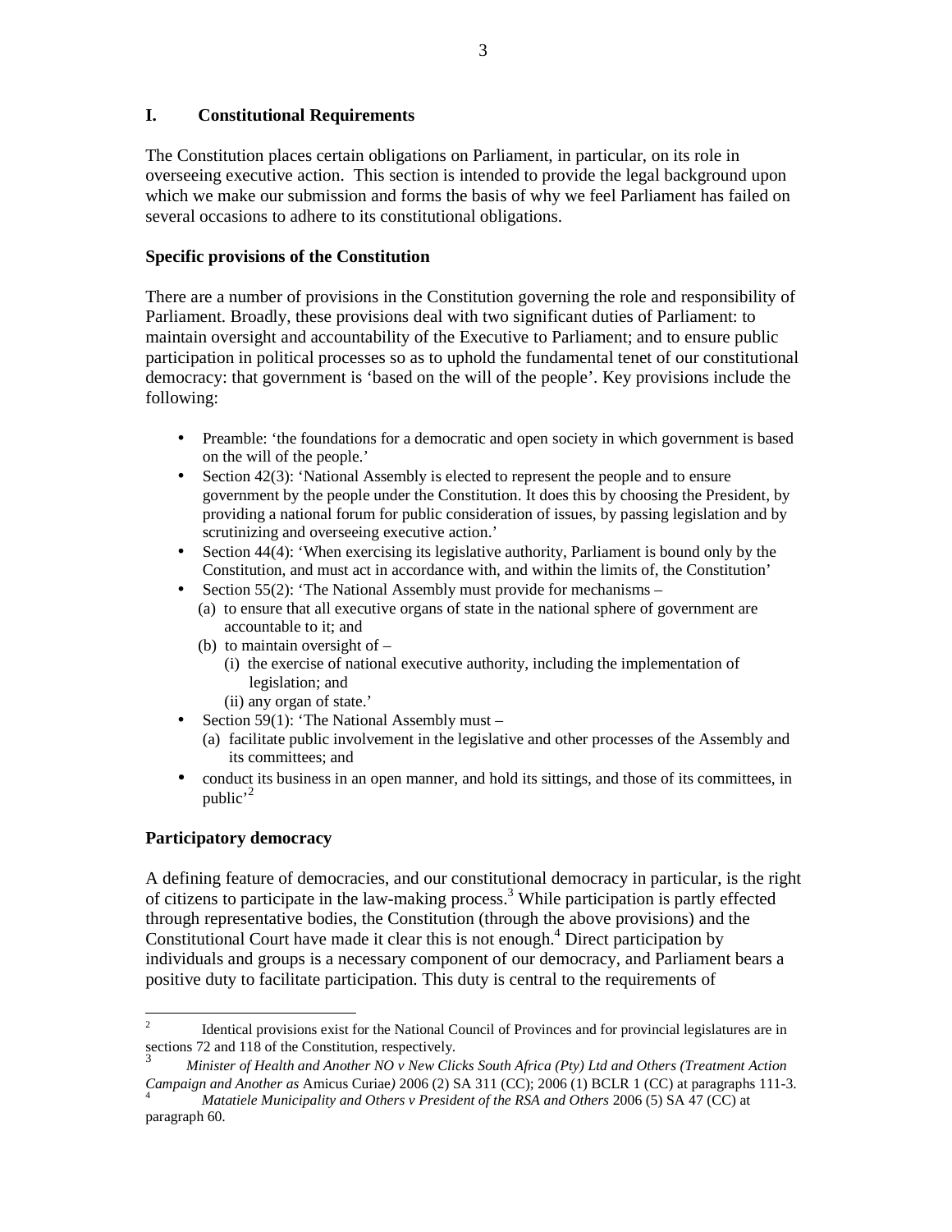## I. Constitutional Requirements

The Constitution places certain obligations on Parliament, in particular, on its role in overseeing executive action. This section is intended to provide the legal background upon which we make our submission and forms the basis of why we feel Parliament has failed on several occasions to adhere to its constitutional obligations.

### Specific provisions of the Constitution

There are a number of provisions in the Constitution governing the role and responsibility of Parliament. Broadly, these provisions deal with two significant duties of Parliament: to maintain oversight and accountability of the Executive to Parliament; and to ensure public participation in political processes so as to uphold the fundamental tenet of our constitutional democracy: that government is 'based on the will of the people'. Key provisions include the following:

- Preamble: 'the foundations for a democratic and open society in which government is based on the will of the people.'
- Section 42(3): 'National Assembly is elected to represent the people and to ensure government by the people under the Constitution. It does this by choosing the President, by providing a national forum for public consideration of issues, by passing legislation and by scrutinizing and overseeing executive action.'
- Section 44(4): 'When exercising its legislative authority, Parliament is bound only by the Constitution, and must act in accordance with, and within the limits of, the Constitution'
- Section 55(2): 'The National Assembly must provide for mechanisms –
  - (a) to ensure that all executive organs of state in the national sphere of government are accountable to it; and
  - (b) to maintain oversight of –
    - (i) the exercise of national executive authority, including the implementation of legislation; and
    - (ii) any organ of state.'
- Section 59(1): 'The National Assembly must –
  - (a) facilitate public involvement in the legislative and other processes of the Assembly and its committees; and
- conduct its business in an open manner, and hold its sittings, and those of its committees, in public'[2]

### Participatory democracy

A defining feature of democracies, and our constitutional democracy in particular, is the right of citizens to participate in the law-making process.[3] While participation is partly effected through representative bodies, the Constitution (through the above provisions) and the Constitutional Court have made it clear this is not enough.[4] Direct participation by individuals and groups is a necessary component of our democracy, and Parliament bears a positive duty to facilitate participation. This duty is central to the requirements of

---

[2] Identical provisions exist for the National Council of Provinces and for provincial legislatures are in sections 72 and 118 of the Constitution, respectively.

[3] *Minister of Health and Another NO v New Clicks South Africa (Pty) Ltd and Others (Treatment Action Campaign and Another as* Amicus Curiae*)* 2006 (2) SA 311 (CC); 2006 (1) BCLR 1 (CC) at paragraphs 111-3.

[4] *Matatiele Municipality and Others v President of the RSA and Others* 2006 (5) SA 47 (CC) at paragraph 60.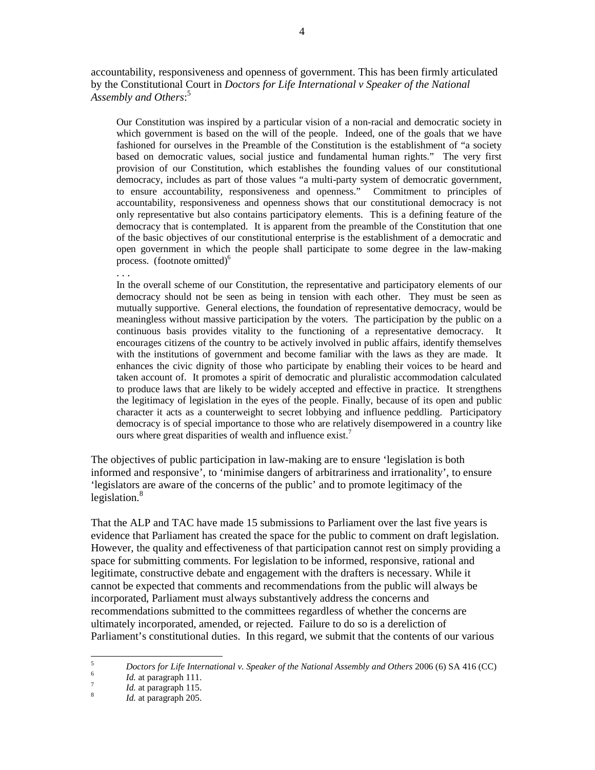accountability, responsiveness and openness of government. This has been firmly articulated by the Constitutional Court in *Doctors for Life International v Speaker of the National Assembly and Others*:[5]

> Our Constitution was inspired by a particular vision of a non-racial and democratic society in which government is based on the will of the people. Indeed, one of the goals that we have fashioned for ourselves in the Preamble of the Constitution is the establishment of "a society based on democratic values, social justice and fundamental human rights." The very first provision of our Constitution, which establishes the founding values of our constitutional democracy, includes as part of those values "a multi-party system of democratic government, to ensure accountability, responsiveness and openness." Commitment to principles of accountability, responsiveness and openness shows that our constitutional democracy is not only representative but also contains participatory elements. This is a defining feature of the democracy that is contemplated. It is apparent from the preamble of the Constitution that one of the basic objectives of our constitutional enterprise is the establishment of a democratic and open government in which the people shall participate to some degree in the law-making process. (footnote omitted)[6]
>
> . . .
>
> In the overall scheme of our Constitution, the representative and participatory elements of our democracy should not be seen as being in tension with each other. They must be seen as mutually supportive. General elections, the foundation of representative democracy, would be meaningless without massive participation by the voters. The participation by the public on a continuous basis provides vitality to the functioning of a representative democracy. It encourages citizens of the country to be actively involved in public affairs, identify themselves with the institutions of government and become familiar with the laws as they are made. It enhances the civic dignity of those who participate by enabling their voices to be heard and taken account of. It promotes a spirit of democratic and pluralistic accommodation calculated to produce laws that are likely to be widely accepted and effective in practice. It strengthens the legitimacy of legislation in the eyes of the people. Finally, because of its open and public character it acts as a counterweight to secret lobbying and influence peddling. Participatory democracy is of special importance to those who are relatively disempowered in a country like ours where great disparities of wealth and influence exist.[7]

The objectives of public participation in law-making are to ensure 'legislation is both informed and responsive', to 'minimise dangers of arbitrariness and irrationality', to ensure 'legislators are aware of the concerns of the public' and to promote legitimacy of the legislation.[8]

That the ALP and TAC have made 15 submissions to Parliament over the last five years is evidence that Parliament has created the space for the public to comment on draft legislation. However, the quality and effectiveness of that participation cannot rest on simply providing a space for submitting comments. For legislation to be informed, responsive, rational and legitimate, constructive debate and engagement with the drafters is necessary. While it cannot be expected that comments and recommendations from the public will always be incorporated, Parliament must always substantively address the concerns and recommendations submitted to the committees regardless of whether the concerns are ultimately incorporated, amended, or rejected. Failure to do so is a dereliction of Parliament's constitutional duties. In this regard, we submit that the contents of our various

---

[5] *Doctors for Life International v. Speaker of the National Assembly and Others* 2006 (6) SA 416 (CC)

[6] *Id.* at paragraph 111.

[7] *Id.* at paragraph 115.

[8] *Id.* at paragraph 205.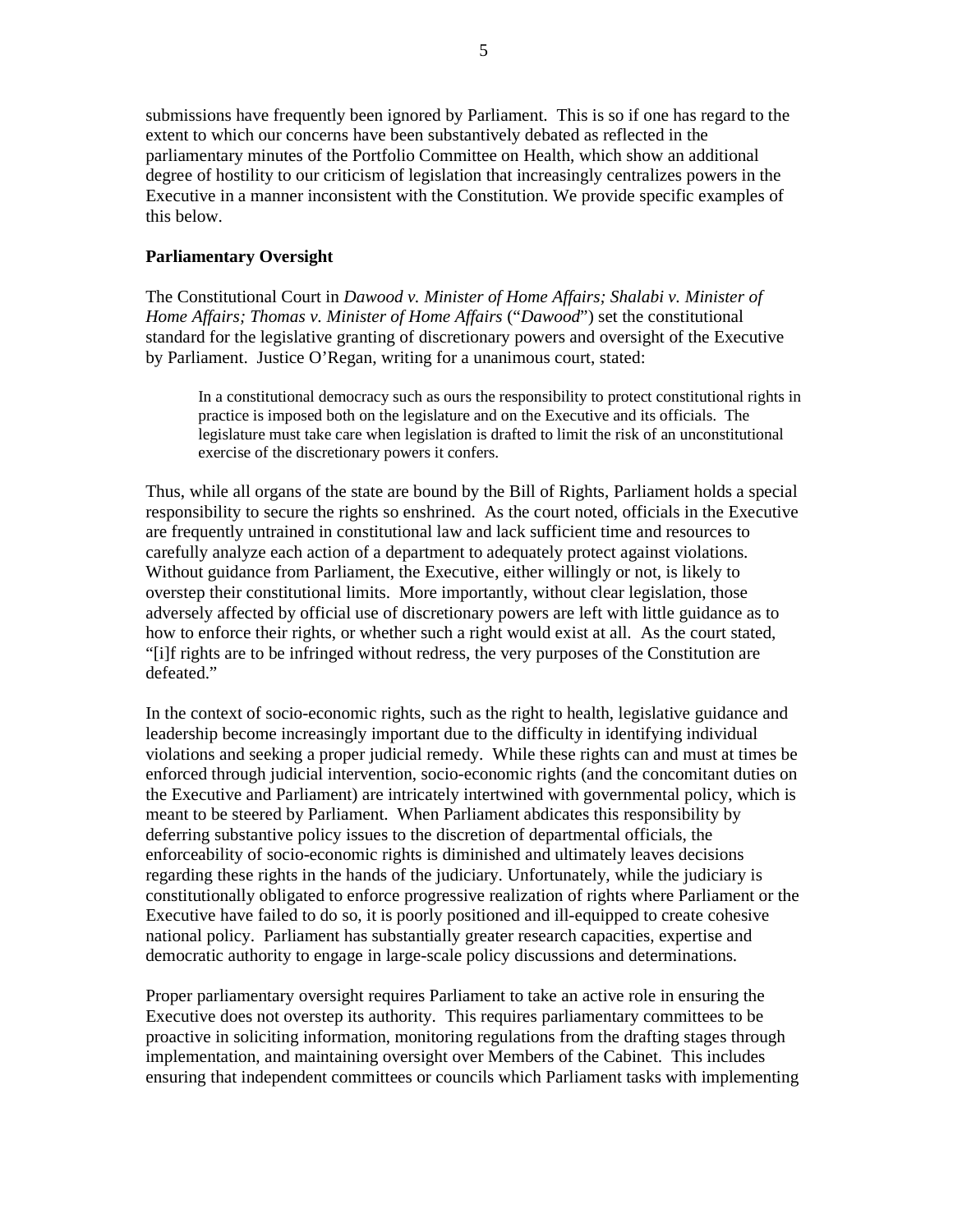submissions have frequently been ignored by Parliament. This is so if one has regard to the extent to which our concerns have been substantively debated as reflected in the parliamentary minutes of the Portfolio Committee on Health, which show an additional degree of hostility to our criticism of legislation that increasingly centralizes powers in the Executive in a manner inconsistent with the Constitution. We provide specific examples of this below.

**Parliamentary Oversight**

The Constitutional Court in *Dawood v. Minister of Home Affairs; Shalabi v. Minister of Home Affairs; Thomas v. Minister of Home Affairs* ("*Dawood*") set the constitutional standard for the legislative granting of discretionary powers and oversight of the Executive by Parliament. Justice O'Regan, writing for a unanimous court, stated:

> In a constitutional democracy such as ours the responsibility to protect constitutional rights in practice is imposed both on the legislature and on the Executive and its officials. The legislature must take care when legislation is drafted to limit the risk of an unconstitutional exercise of the discretionary powers it confers.

Thus, while all organs of the state are bound by the Bill of Rights, Parliament holds a special responsibility to secure the rights so enshrined. As the court noted, officials in the Executive are frequently untrained in constitutional law and lack sufficient time and resources to carefully analyze each action of a department to adequately protect against violations. Without guidance from Parliament, the Executive, either willingly or not, is likely to overstep their constitutional limits. More importantly, without clear legislation, those adversely affected by official use of discretionary powers are left with little guidance as to how to enforce their rights, or whether such a right would exist at all. As the court stated, "[i]f rights are to be infringed without redress, the very purposes of the Constitution are defeated."

In the context of socio-economic rights, such as the right to health, legislative guidance and leadership become increasingly important due to the difficulty in identifying individual violations and seeking a proper judicial remedy. While these rights can and must at times be enforced through judicial intervention, socio-economic rights (and the concomitant duties on the Executive and Parliament) are intricately intertwined with governmental policy, which is meant to be steered by Parliament. When Parliament abdicates this responsibility by deferring substantive policy issues to the discretion of departmental officials, the enforceability of socio-economic rights is diminished and ultimately leaves decisions regarding these rights in the hands of the judiciary. Unfortunately, while the judiciary is constitutionally obligated to enforce progressive realization of rights where Parliament or the Executive have failed to do so, it is poorly positioned and ill-equipped to create cohesive national policy. Parliament has substantially greater research capacities, expertise and democratic authority to engage in large-scale policy discussions and determinations.

Proper parliamentary oversight requires Parliament to take an active role in ensuring the Executive does not overstep its authority. This requires parliamentary committees to be proactive in soliciting information, monitoring regulations from the drafting stages through implementation, and maintaining oversight over Members of the Cabinet. This includes ensuring that independent committees or councils which Parliament tasks with implementing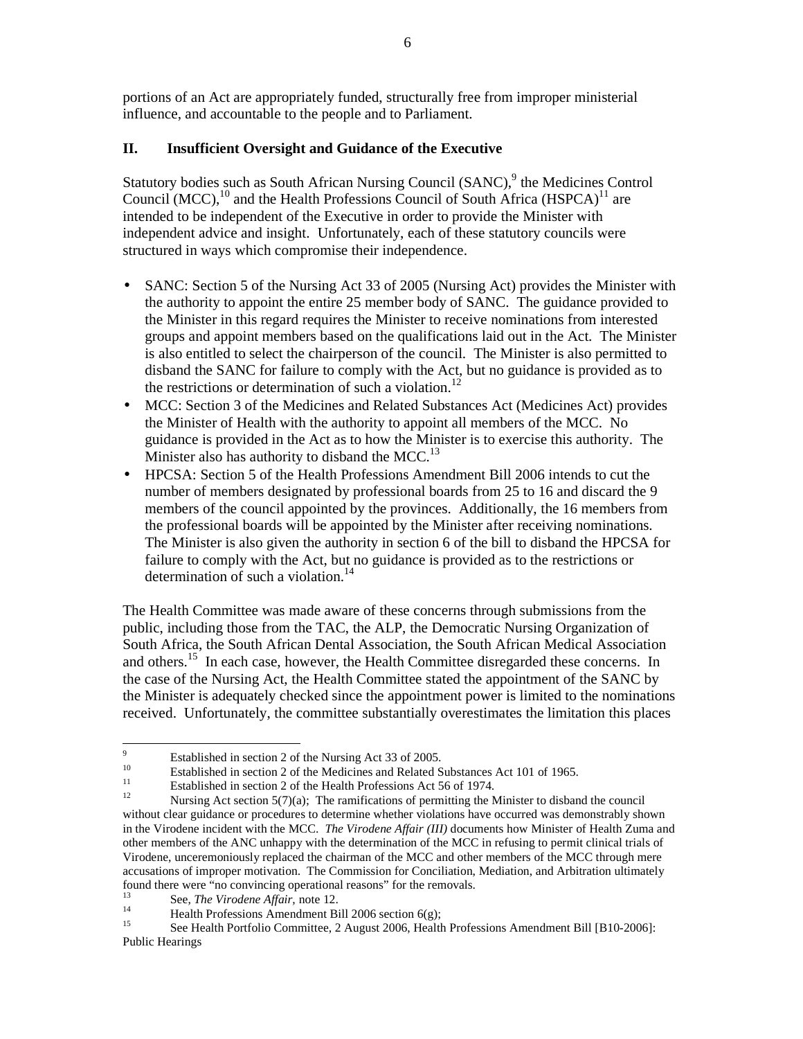portions of an Act are appropriately funded, structurally free from improper ministerial influence, and accountable to the people and to Parliament.

## II. Insufficient Oversight and Guidance of the Executive

Statutory bodies such as South African Nursing Council (SANC),[9] the Medicines Control Council (MCC),[10] and the Health Professions Council of South Africa (HSPCA)[11] are intended to be independent of the Executive in order to provide the Minister with independent advice and insight. Unfortunately, each of these statutory councils were structured in ways which compromise their independence.

- SANC: Section 5 of the Nursing Act 33 of 2005 (Nursing Act) provides the Minister with the authority to appoint the entire 25 member body of SANC. The guidance provided to the Minister in this regard requires the Minister to receive nominations from interested groups and appoint members based on the qualifications laid out in the Act. The Minister is also entitled to select the chairperson of the council. The Minister is also permitted to disband the SANC for failure to comply with the Act, but no guidance is provided as to the restrictions or determination of such a violation.[12]
- MCC: Section 3 of the Medicines and Related Substances Act (Medicines Act) provides the Minister of Health with the authority to appoint all members of the MCC. No guidance is provided in the Act as to how the Minister is to exercise this authority. The Minister also has authority to disband the MCC.[13]
- HPCSA: Section 5 of the Health Professions Amendment Bill 2006 intends to cut the number of members designated by professional boards from 25 to 16 and discard the 9 members of the council appointed by the provinces. Additionally, the 16 members from the professional boards will be appointed by the Minister after receiving nominations. The Minister is also given the authority in section 6 of the bill to disband the HPCSA for failure to comply with the Act, but no guidance is provided as to the restrictions or determination of such a violation.[14]

The Health Committee was made aware of these concerns through submissions from the public, including those from the TAC, the ALP, the Democratic Nursing Organization of South Africa, the South African Dental Association, the South African Medical Association and others.[15] In each case, however, the Health Committee disregarded these concerns. In the case of the Nursing Act, the Health Committee stated the appointment of the SANC by the Minister is adequately checked since the appointment power is limited to the nominations received. Unfortunately, the committee substantially overestimates the limitation this places

---

[9] Established in section 2 of the Nursing Act 33 of 2005.

[10] Established in section 2 of the Medicines and Related Substances Act 101 of 1965.

[11] Established in section 2 of the Health Professions Act 56 of 1974.

[12] Nursing Act section 5(7)(a); The ramifications of permitting the Minister to disband the council without clear guidance or procedures to determine whether violations have occurred was demonstrably shown in the Virodene incident with the MCC. *The Virodene Affair (III)* documents how Minister of Health Zuma and other members of the ANC unhappy with the determination of the MCC in refusing to permit clinical trials of Virodene, unceremoniously replaced the chairman of the MCC and other members of the MCC through mere accusations of improper motivation. The Commission for Conciliation, Mediation, and Arbitration ultimately found there were "no convincing operational reasons" for the removals.

[13] See, *The Virodene Affair*, note 12.

[14] Health Professions Amendment Bill 2006 section 6(g);

[15] See Health Portfolio Committee, 2 August 2006, Health Professions Amendment Bill [B10-2006]: Public Hearings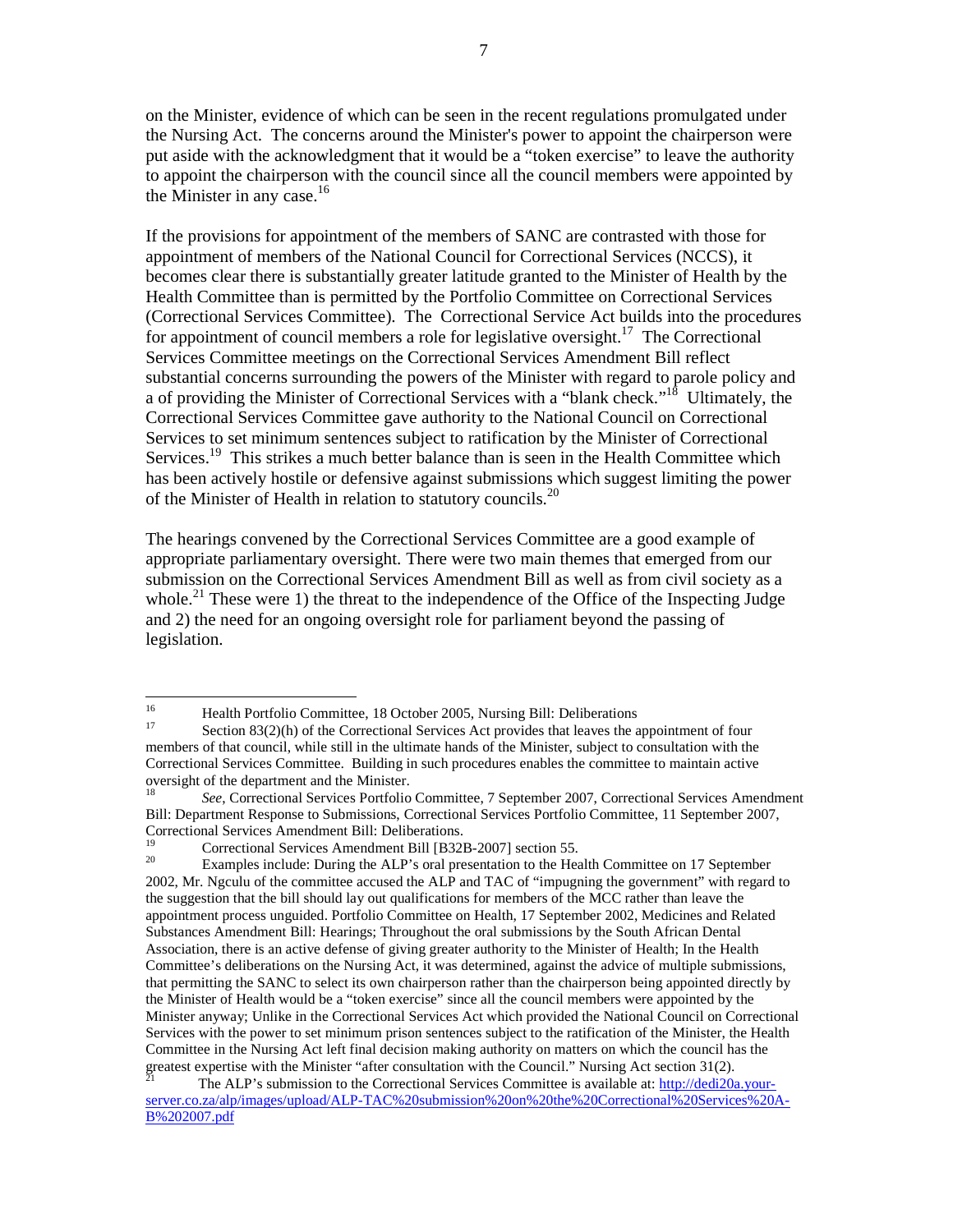on the Minister, evidence of which can be seen in the recent regulations promulgated under the Nursing Act. The concerns around the Minister's power to appoint the chairperson were put aside with the acknowledgment that it would be a "token exercise" to leave the authority to appoint the chairperson with the council since all the council members were appointed by the Minister in any case.[16]

If the provisions for appointment of the members of SANC are contrasted with those for appointment of members of the National Council for Correctional Services (NCCS), it becomes clear there is substantially greater latitude granted to the Minister of Health by the Health Committee than is permitted by the Portfolio Committee on Correctional Services (Correctional Services Committee). The Correctional Service Act builds into the procedures for appointment of council members a role for legislative oversight.[17] The Correctional Services Committee meetings on the Correctional Services Amendment Bill reflect substantial concerns surrounding the powers of the Minister with regard to parole policy and a of providing the Minister of Correctional Services with a "blank check."[18] Ultimately, the Correctional Services Committee gave authority to the National Council on Correctional Services to set minimum sentences subject to ratification by the Minister of Correctional Services.[19] This strikes a much better balance than is seen in the Health Committee which has been actively hostile or defensive against submissions which suggest limiting the power of the Minister of Health in relation to statutory councils.[20]

The hearings convened by the Correctional Services Committee are a good example of appropriate parliamentary oversight. There were two main themes that emerged from our submission on the Correctional Services Amendment Bill as well as from civil society as a whole.[21] These were 1) the threat to the independence of the Office of the Inspecting Judge and 2) the need for an ongoing oversight role for parliament beyond the passing of legislation.

---

[16] Health Portfolio Committee, 18 October 2005, Nursing Bill: Deliberations

[17] Section 83(2)(h) of the Correctional Services Act provides that leaves the appointment of four members of that council, while still in the ultimate hands of the Minister, subject to consultation with the Correctional Services Committee. Building in such procedures enables the committee to maintain active oversight of the department and the Minister.

[18] *See*, Correctional Services Portfolio Committee, 7 September 2007, Correctional Services Amendment Bill: Department Response to Submissions, Correctional Services Portfolio Committee, 11 September 2007, Correctional Services Amendment Bill: Deliberations.

[19] Correctional Services Amendment Bill [B32B-2007] section 55.

[20] Examples include: During the ALP's oral presentation to the Health Committee on 17 September 2002, Mr. Ngculu of the committee accused the ALP and TAC of "impugning the government" with regard to the suggestion that the bill should lay out qualifications for members of the MCC rather than leave the appointment process unguided. Portfolio Committee on Health, 17 September 2002, Medicines and Related Substances Amendment Bill: Hearings; Throughout the oral submissions by the South African Dental Association, there is an active defense of giving greater authority to the Minister of Health; In the Health Committee's deliberations on the Nursing Act, it was determined, against the advice of multiple submissions, that permitting the SANC to select its own chairperson rather than the chairperson being appointed directly by the Minister of Health would be a "token exercise" since all the council members were appointed by the Minister anyway; Unlike in the Correctional Services Act which provided the National Council on Correctional Services with the power to set minimum prison sentences subject to the ratification of the Minister, the Health Committee in the Nursing Act left final decision making authority on matters on which the council has the greatest expertise with the Minister "after consultation with the Council." Nursing Act section 31(2).

[21] The ALP's submission to the Correctional Services Committee is available at: http://dedi20a.your-server.co.za/alp/images/upload/ALP-TAC%20submission%20on%20the%20Correctional%20Services%20A-B%202007.pdf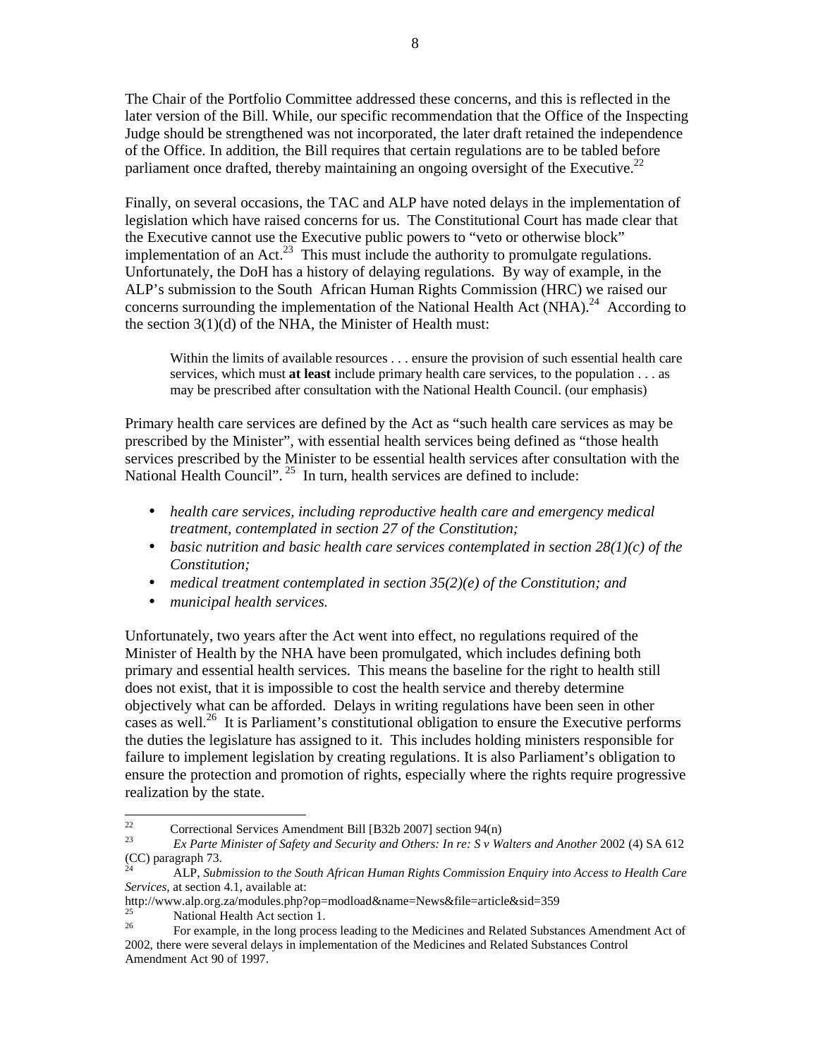The Chair of the Portfolio Committee addressed these concerns, and this is reflected in the later version of the Bill. While, our specific recommendation that the Office of the Inspecting Judge should be strengthened was not incorporated, the later draft retained the independence of the Office. In addition, the Bill requires that certain regulations are to be tabled before parliament once drafted, thereby maintaining an ongoing oversight of the Executive.[22]

Finally, on several occasions, the TAC and ALP have noted delays in the implementation of legislation which have raised concerns for us. The Constitutional Court has made clear that the Executive cannot use the Executive public powers to "veto or otherwise block" implementation of an Act.[23] This must include the authority to promulgate regulations. Unfortunately, the DoH has a history of delaying regulations. By way of example, in the ALP's submission to the South African Human Rights Commission (HRC) we raised our concerns surrounding the implementation of the National Health Act (NHA).[24] According to the section 3(1)(d) of the NHA, the Minister of Health must:

> Within the limits of available resources . . . ensure the provision of such essential health care services, which must **at least** include primary health care services, to the population . . . as may be prescribed after consultation with the National Health Council. (our emphasis)

Primary health care services are defined by the Act as "such health care services as may be prescribed by the Minister", with essential health services being defined as "those health services prescribed by the Minister to be essential health services after consultation with the National Health Council".[25] In turn, health services are defined to include:

- *health care services, including reproductive health care and emergency medical treatment, contemplated in section 27 of the Constitution;*
- *basic nutrition and basic health care services contemplated in section 28(1)(c) of the Constitution;*
- *medical treatment contemplated in section 35(2)(e) of the Constitution; and*
- *municipal health services.*

Unfortunately, two years after the Act went into effect, no regulations required of the Minister of Health by the NHA have been promulgated, which includes defining both primary and essential health services. This means the baseline for the right to health still does not exist, that it is impossible to cost the health service and thereby determine objectively what can be afforded. Delays in writing regulations have been seen in other cases as well.[26] It is Parliament's constitutional obligation to ensure the Executive performs the duties the legislature has assigned to it. This includes holding ministers responsible for failure to implement legislation by creating regulations. It is also Parliament's obligation to ensure the protection and promotion of rights, especially where the rights require progressive realization by the state.

---

[22] Correctional Services Amendment Bill [B32b 2007] section 94(n)

[23] *Ex Parte Minister of Safety and Security and Others: In re: S v Walters and Another* 2002 (4) SA 612 (CC) paragraph 73.

[24] ALP, *Submission to the South African Human Rights Commission Enquiry into Access to Health Care Services,* at section 4.1, available at: http://www.alp.org.za/modules.php?op=modload&name=News&file=article&sid=359

[25] National Health Act section 1.

[26] For example, in the long process leading to the Medicines and Related Substances Amendment Act of 2002, there were several delays in implementation of the Medicines and Related Substances Control Amendment Act 90 of 1997.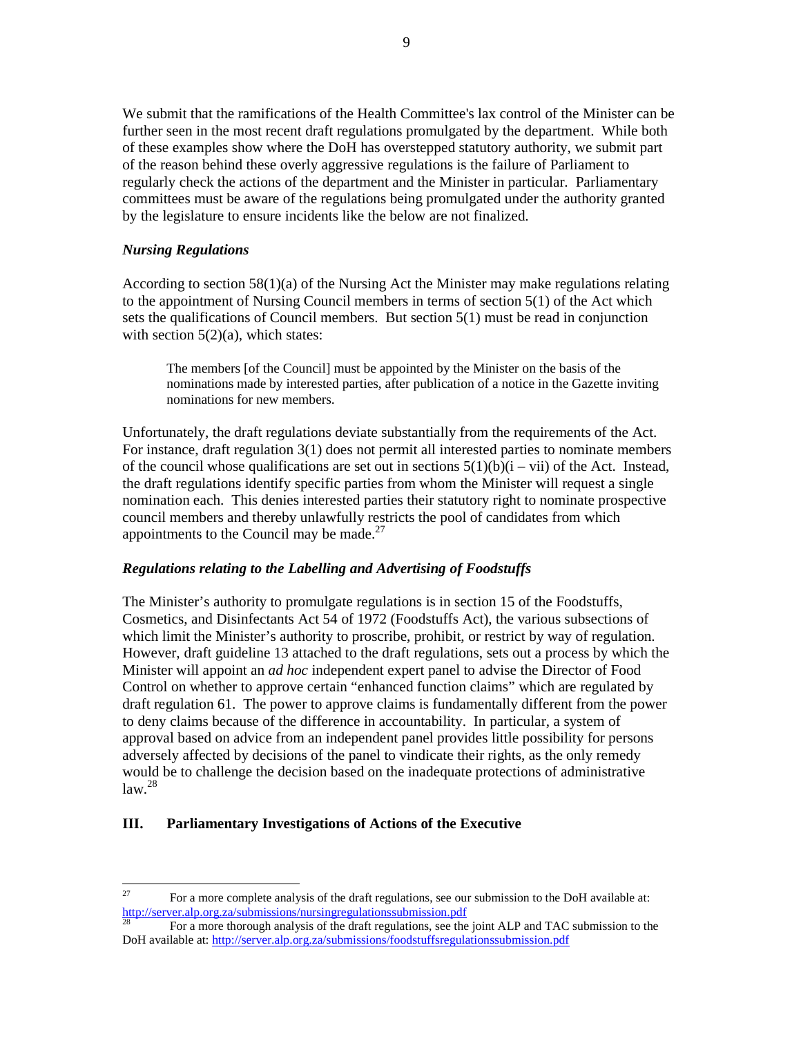We submit that the ramifications of the Health Committee's lax control of the Minister can be further seen in the most recent draft regulations promulgated by the department. While both of these examples show where the DoH has overstepped statutory authority, we submit part of the reason behind these overly aggressive regulations is the failure of Parliament to regularly check the actions of the department and the Minister in particular. Parliamentary committees must be aware of the regulations being promulgated under the authority granted by the legislature to ensure incidents like the below are not finalized.

### *Nursing Regulations*

According to section 58(1)(a) of the Nursing Act the Minister may make regulations relating to the appointment of Nursing Council members in terms of section 5(1) of the Act which sets the qualifications of Council members. But section 5(1) must be read in conjunction with section 5(2)(a), which states:

> The members [of the Council] must be appointed by the Minister on the basis of the nominations made by interested parties, after publication of a notice in the Gazette inviting nominations for new members.

Unfortunately, the draft regulations deviate substantially from the requirements of the Act. For instance, draft regulation 3(1) does not permit all interested parties to nominate members of the council whose qualifications are set out in sections 5(1)(b)(i – vii) of the Act. Instead, the draft regulations identify specific parties from whom the Minister will request a single nomination each. This denies interested parties their statutory right to nominate prospective council members and thereby unlawfully restricts the pool of candidates from which appointments to the Council may be made.[27]

### *Regulations relating to the Labelling and Advertising of Foodstuffs*

The Minister's authority to promulgate regulations is in section 15 of the Foodstuffs, Cosmetics, and Disinfectants Act 54 of 1972 (Foodstuffs Act), the various subsections of which limit the Minister's authority to proscribe, prohibit, or restrict by way of regulation. However, draft guideline 13 attached to the draft regulations, sets out a process by which the Minister will appoint an *ad hoc* independent expert panel to advise the Director of Food Control on whether to approve certain "enhanced function claims" which are regulated by draft regulation 61. The power to approve claims is fundamentally different from the power to deny claims because of the difference in accountability. In particular, a system of approval based on advice from an independent panel provides little possibility for persons adversely affected by decisions of the panel to vindicate their rights, as the only remedy would be to challenge the decision based on the inadequate protections of administrative law.[28]

## III. Parliamentary Investigations of Actions of the Executive

---

[27] For a more complete analysis of the draft regulations, see our submission to the DoH available at: http://server.alp.org.za/submissions/nursingregulationssubmission.pdf

[28] For a more thorough analysis of the draft regulations, see the joint ALP and TAC submission to the DoH available at: http://server.alp.org.za/submissions/foodstuffsregulationssubmission.pdf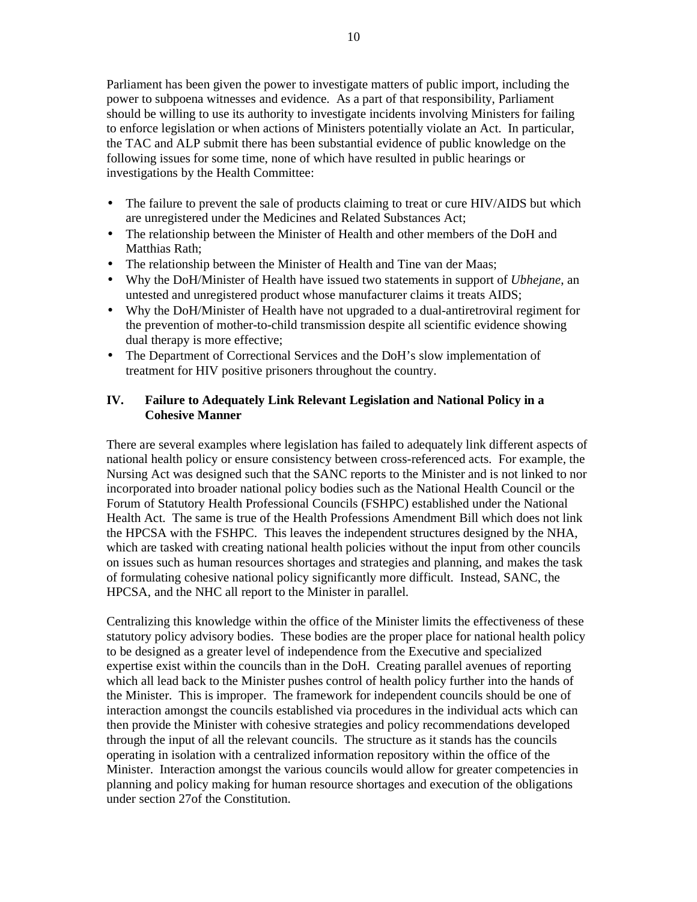Parliament has been given the power to investigate matters of public import, including the power to subpoena witnesses and evidence. As a part of that responsibility, Parliament should be willing to use its authority to investigate incidents involving Ministers for failing to enforce legislation or when actions of Ministers potentially violate an Act. In particular, the TAC and ALP submit there has been substantial evidence of public knowledge on the following issues for some time, none of which have resulted in public hearings or investigations by the Health Committee:

- The failure to prevent the sale of products claiming to treat or cure HIV/AIDS but which are unregistered under the Medicines and Related Substances Act;
- The relationship between the Minister of Health and other members of the DoH and Matthias Rath;
- The relationship between the Minister of Health and Tine van der Maas;
- Why the DoH/Minister of Health have issued two statements in support of *Ubhejane*, an untested and unregistered product whose manufacturer claims it treats AIDS;
- Why the DoH/Minister of Health have not upgraded to a dual-antiretroviral regiment for the prevention of mother-to-child transmission despite all scientific evidence showing dual therapy is more effective;
- The Department of Correctional Services and the DoH's slow implementation of treatment for HIV positive prisoners throughout the country.

## IV. Failure to Adequately Link Relevant Legislation and National Policy in a Cohesive Manner

There are several examples where legislation has failed to adequately link different aspects of national health policy or ensure consistency between cross-referenced acts. For example, the Nursing Act was designed such that the SANC reports to the Minister and is not linked to nor incorporated into broader national policy bodies such as the National Health Council or the Forum of Statutory Health Professional Councils (FSHPC) established under the National Health Act. The same is true of the Health Professions Amendment Bill which does not link the HPCSA with the FSHPC. This leaves the independent structures designed by the NHA, which are tasked with creating national health policies without the input from other councils on issues such as human resources shortages and strategies and planning, and makes the task of formulating cohesive national policy significantly more difficult. Instead, SANC, the HPCSA, and the NHC all report to the Minister in parallel.

Centralizing this knowledge within the office of the Minister limits the effectiveness of these statutory policy advisory bodies. These bodies are the proper place for national health policy to be designed as a greater level of independence from the Executive and specialized expertise exist within the councils than in the DoH. Creating parallel avenues of reporting which all lead back to the Minister pushes control of health policy further into the hands of the Minister. This is improper. The framework for independent councils should be one of interaction amongst the councils established via procedures in the individual acts which can then provide the Minister with cohesive strategies and policy recommendations developed through the input of all the relevant councils. The structure as it stands has the councils operating in isolation with a centralized information repository within the office of the Minister. Interaction amongst the various councils would allow for greater competencies in planning and policy making for human resource shortages and execution of the obligations under section 27of the Constitution.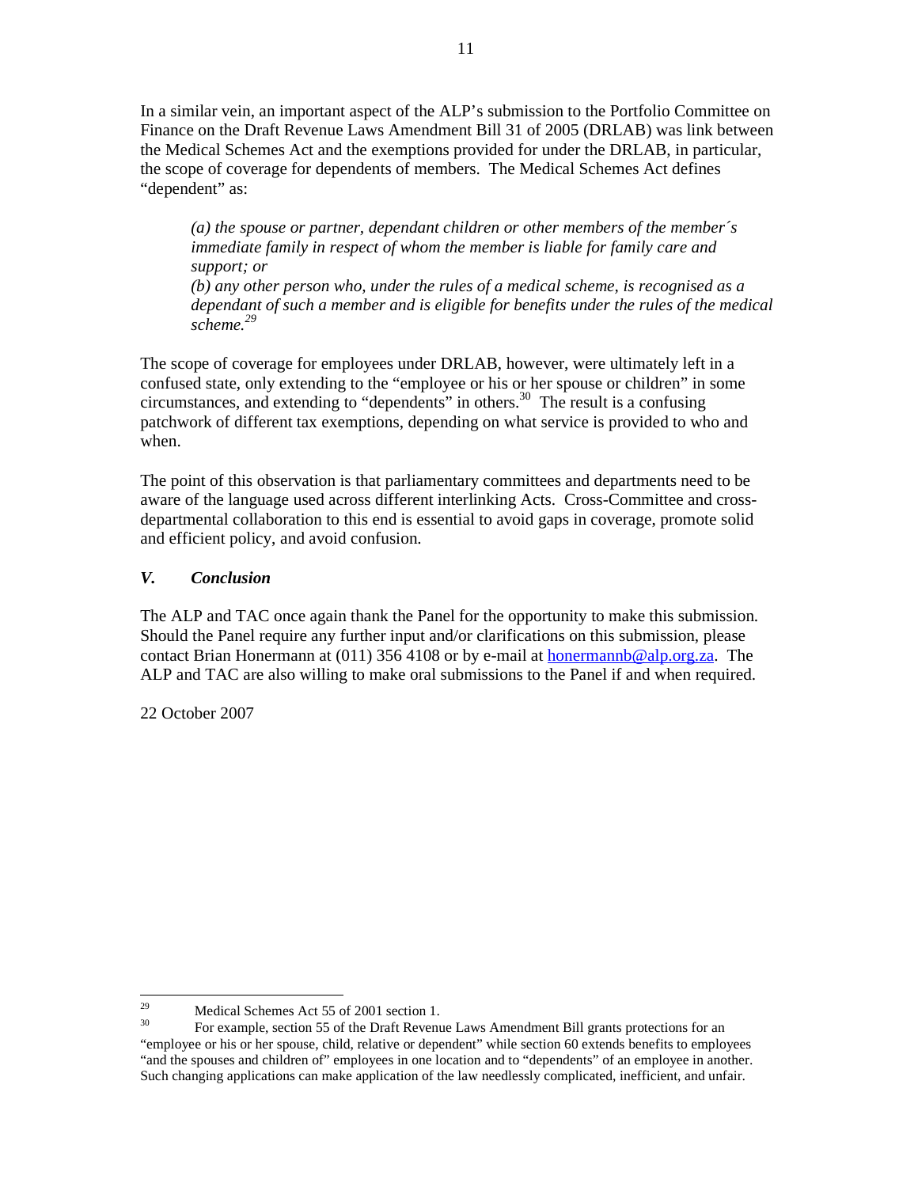In a similar vein, an important aspect of the ALP's submission to the Portfolio Committee on Finance on the Draft Revenue Laws Amendment Bill 31 of 2005 (DRLAB) was link between the Medical Schemes Act and the exemptions provided for under the DRLAB, in particular, the scope of coverage for dependents of members. The Medical Schemes Act defines "dependent" as:

> *(a) the spouse or partner, dependant children or other members of the member´s immediate family in respect of whom the member is liable for family care and support; or*
> *(b) any other person who, under the rules of a medical scheme, is recognised as a dependant of such a member and is eligible for benefits under the rules of the medical scheme.*[29]

The scope of coverage for employees under DRLAB, however, were ultimately left in a confused state, only extending to the "employee or his or her spouse or children" in some circumstances, and extending to "dependents" in others.[30] The result is a confusing patchwork of different tax exemptions, depending on what service is provided to who and when.

The point of this observation is that parliamentary committees and departments need to be aware of the language used across different interlinking Acts. Cross-Committee and cross-departmental collaboration to this end is essential to avoid gaps in coverage, promote solid and efficient policy, and avoid confusion.

## *V. Conclusion*

The ALP and TAC once again thank the Panel for the opportunity to make this submission. Should the Panel require any further input and/or clarifications on this submission, please contact Brian Honermann at (011) 356 4108 or by e-mail at honermannb@alp.org.za. The ALP and TAC are also willing to make oral submissions to the Panel if and when required.

22 October 2007

---

[29] Medical Schemes Act 55 of 2001 section 1.

[30] For example, section 55 of the Draft Revenue Laws Amendment Bill grants protections for an "employee or his or her spouse, child, relative or dependent" while section 60 extends benefits to employees "and the spouses and children of" employees in one location and to "dependents" of an employee in another. Such changing applications can make application of the law needlessly complicated, inefficient, and unfair.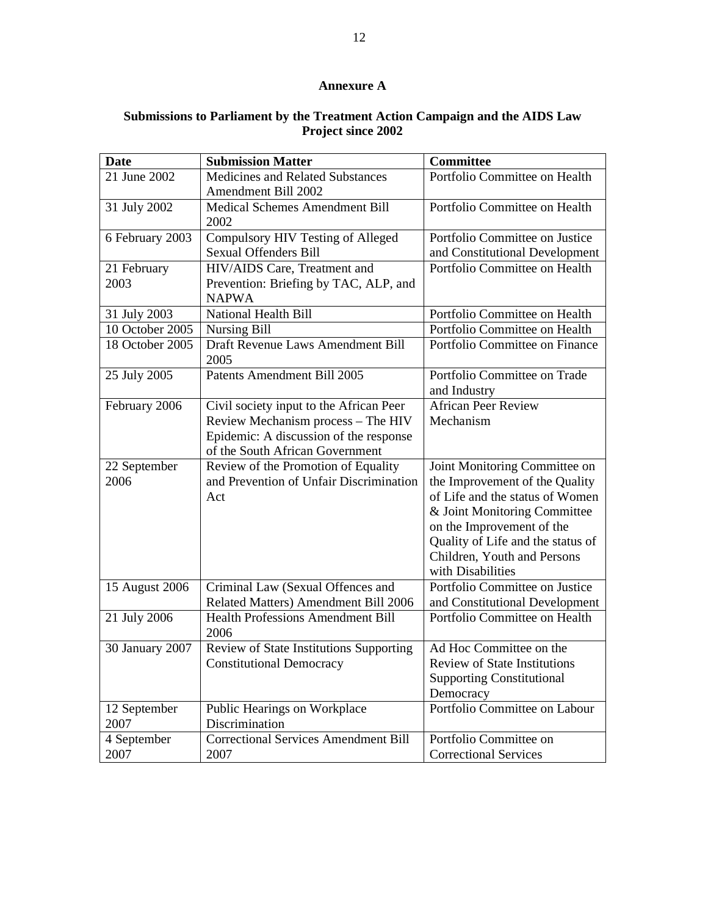## Annexure A

### Submissions to Parliament by the Treatment Action Campaign and the AIDS Law Project since 2002

| Date | Submission Matter | Committee |
|---|---|---|
| 21 June 2002 | Medicines and Related Substances Amendment Bill 2002 | Portfolio Committee on Health |
| 31 July 2002 | Medical Schemes Amendment Bill 2002 | Portfolio Committee on Health |
| 6 February 2003 | Compulsory HIV Testing of Alleged Sexual Offenders Bill | Portfolio Committee on Justice and Constitutional Development |
| 21 February 2003 | HIV/AIDS Care, Treatment and Prevention: Briefing by TAC, ALP, and NAPWA | Portfolio Committee on Health |
| 31 July 2003 | National Health Bill | Portfolio Committee on Health |
| 10 October 2005 | Nursing Bill | Portfolio Committee on Health |
| 18 October 2005 | Draft Revenue Laws Amendment Bill 2005 | Portfolio Committee on Finance |
| 25 July 2005 | Patents Amendment Bill 2005 | Portfolio Committee on Trade and Industry |
| February 2006 | Civil society input to the African Peer Review Mechanism process – The HIV Epidemic: A discussion of the response of the South African Government | African Peer Review Mechanism |
| 22 September 2006 | Review of the Promotion of Equality and Prevention of Unfair Discrimination Act | Joint Monitoring Committee on the Improvement of the Quality of Life and the status of Women & Joint Monitoring Committee on the Improvement of the Quality of Life and the status of Children, Youth and Persons with Disabilities |
| 15 August 2006 | Criminal Law (Sexual Offences and Related Matters) Amendment Bill 2006 | Portfolio Committee on Justice and Constitutional Development |
| 21 July 2006 | Health Professions Amendment Bill 2006 | Portfolio Committee on Health |
| 30 January 2007 | Review of State Institutions Supporting Constitutional Democracy | Ad Hoc Committee on the Review of State Institutions Supporting Constitutional Democracy |
| 12 September 2007 | Public Hearings on Workplace Discrimination | Portfolio Committee on Labour |
| 4 September 2007 | Correctional Services Amendment Bill 2007 | Portfolio Committee on Correctional Services |